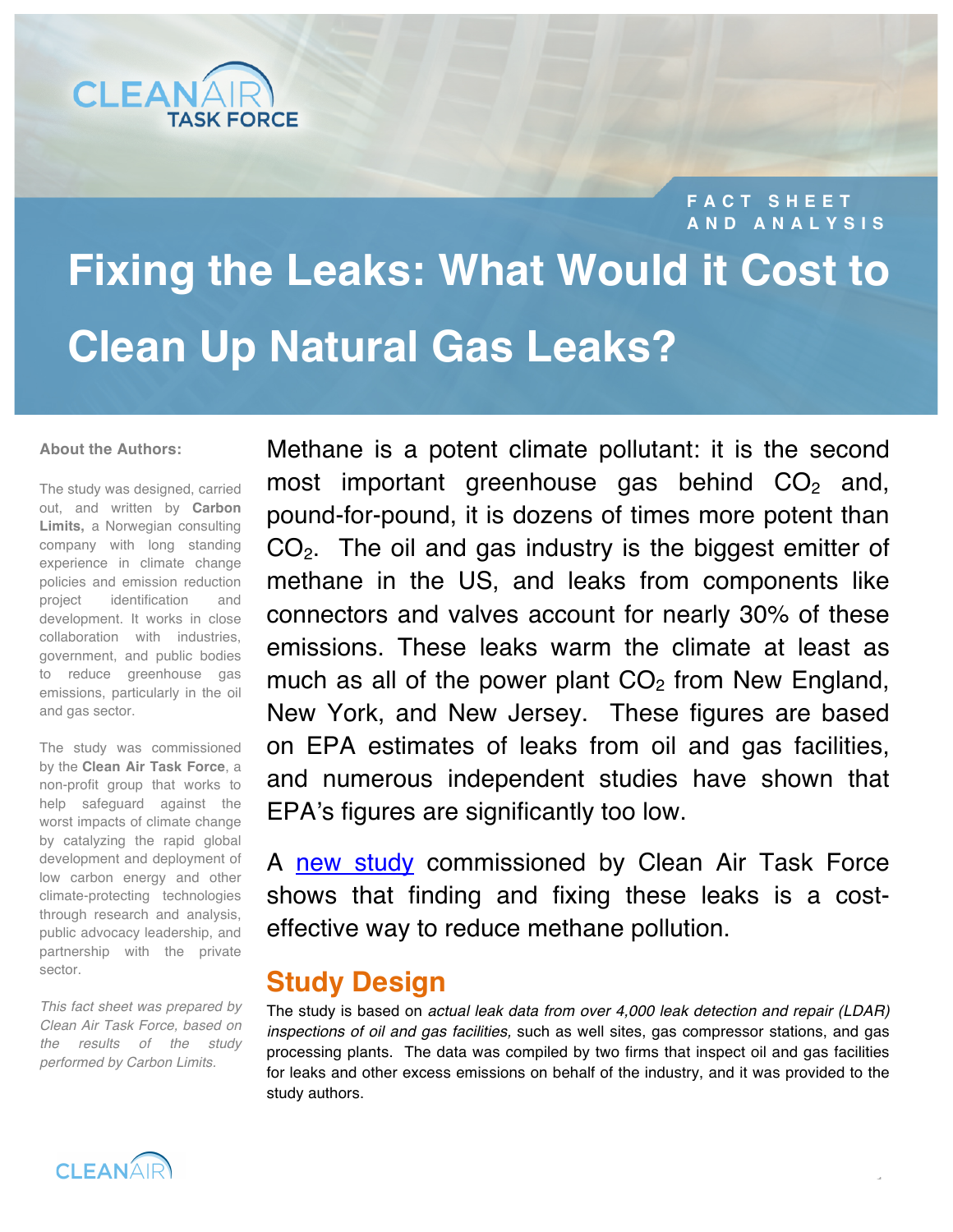FACT SHEET AND ANALYSIS

# Fixing the Leaks: What Would it Cost to Clean Up Natural Gas Leaks?

**About the Authors:**

The study was designed, carried out, and written by **Carbon Limits,** a Norwegian consulting company with long standing experience in climate change policies and emission reduction project identification and development. It works in close collaboration with industries, government, and public bodies to reduce greenhouse gas emissions, particularly in the oil and gas sector.

The study was commissioned by the **Clean Air Task Force**, a non-profit group that works to help safeguard against the worst impacts of climate change by catalyzing the rapid global development and deployment of low carbon energy and other climate-protecting technologies through research and analysis, public advocacy leadership, and partnership with the private sector.

*This fact sheet was prepared by Clean Air Task Force, based on the results of the study performed by Carbon Limits.*

Methane is a potent climate pollutant: it is the second most important greenhouse gas behind $CO_2$ and, pound-for-pound, it is dozens of times more potent than $CO_2$. The oil and gas industry is the biggest emitter of methane in the US, and leaks from components like connectors and valves account for nearly 30% of these emissions. These leaks warm the climate at least as much as all of the power plant $CO_2$ from New England, New York, and New Jersey. These figures are based on EPA estimates of leaks from oil and gas facilities, and numerous independent studies have shown that EPA's figures are significantly too low.

A new study commissioned by Clean Air Task Force shows that finding and fixing these leaks is a cost-effective way to reduce methane pollution.

## Study Design

The study is based on *actual leak data from over 4,000 leak detection and repair (LDAR) inspections of oil and gas facilities,* such as well sites, gas compressor stations, and gas processing plants. The data was compiled by two firms that inspect oil and gas facilities for leaks and other excess emissions on behalf of the industry, and it was provided to the study authors.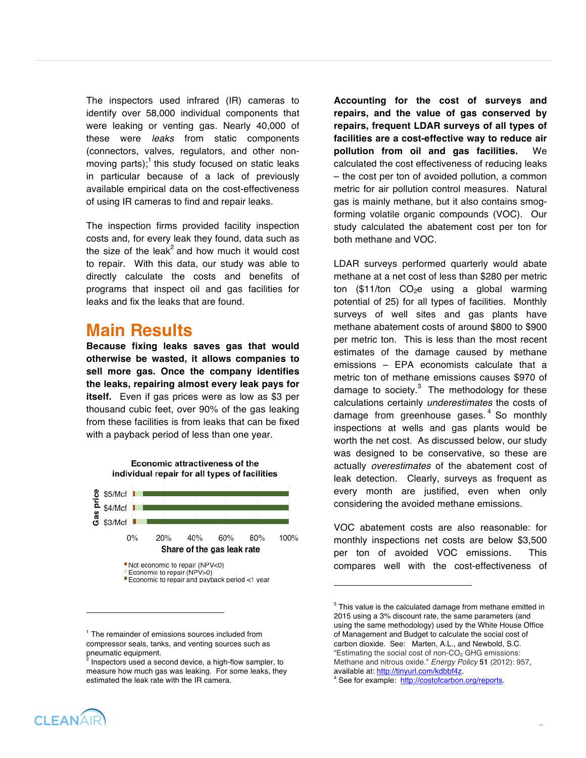The inspectors used infrared (IR) cameras to identify over 58,000 individual components that were leaking or venting gas. Nearly 40,000 of these were *leaks* from static components (connectors, valves, regulators, and other non-moving parts);[1] this study focused on static leaks in particular because of a lack of previously available empirical data on the cost-effectiveness of using IR cameras to find and repair leaks.

The inspection firms provided facility inspection costs and, for every leak they found, data such as the size of the leak[2] and how much it would cost to repair. With this data, our study was able to directly calculate the costs and benefits of programs that inspect oil and gas facilities for leaks and fix the leaks that are found.

## Main Results

**Because fixing leaks saves gas that would otherwise be wasted, it allows companies to sell more gas. Once the company identifies the leaks, repairing almost every leak pays for itself.** Even if gas prices were as low as $3 per thousand cubic feet, over 90% of the gas leaking from these facilities is from leaks that can be fixed with a payback period of less than one year.

Economic attractiveness of the individual repair for all types of facilities

Gas price: $5/Mcf, $4/Mcf, $3/Mcf

Share of the gas leak rate: 0%, 20%, 40%, 60%, 80%, 100%

- Not economic to repair (NPV<0)
- Economic to repair (NPV>0)
- Economic to repair and payback period <1 year

**Accounting for the cost of surveys and repairs, and the value of gas conserved by repairs, frequent LDAR surveys of all types of facilities are a cost-effective way to reduce air pollution from oil and gas facilities.** We calculated the cost effectiveness of reducing leaks – the cost per ton of avoided pollution, a common metric for air pollution control measures. Natural gas is mainly methane, but it also contains smog-forming volatile organic compounds (VOC). Our study calculated the abatement cost per ton for both methane and VOC.

LDAR surveys performed quarterly would abate methane at a net cost of less than $280 per metric ton ($11/ton $CO_2e$ using a global warming potential of 25) for all types of facilities. Monthly surveys of well sites and gas plants have methane abatement costs of around $800 to $900 per metric ton. This is less than the most recent estimates of the damage caused by methane emissions – EPA economists calculate that a metric ton of methane emissions causes $970 of damage to society.[3] The methodology for these calculations certainly *underestimates* the costs of damage from greenhouse gases.[4] So monthly inspections at wells and gas plants would be worth the net cost. As discussed below, our study was designed to be conservative, so these are actually *overestimates* of the abatement cost of leak detection. Clearly, surveys as frequent as every month are justified, even when only considering the avoided methane emissions.

VOC abatement costs are also reasonable: for monthly inspections net costs are below $3,500 per ton of avoided VOC emissions. This compares well with the cost-effectiveness of

---

[1] The remainder of emissions sources included from compressor seals, tanks, and venting sources such as pneumatic equipment.

[2] Inspectors used a second device, a high-flow sampler, to measure how much gas was leaking. For some leaks, they estimated the leak rate with the IR camera.

[3] This value is the calculated damage from methane emitted in 2015 using a 3% discount rate, the same parameters (and using the same methodology) used by the White House Office of Management and Budget to calculate the social cost of carbon dioxide. See: Marten, A.L., and Newbold, S.C. "Estimating the social cost of non-$CO_2$ GHG emissions: Methane and nitrous oxide." *Energy Policy* **51** (2012): 957, available at: http://tinyurl.com/kdbbf4z.

[4] See for example: http://costofcarbon.org/reports.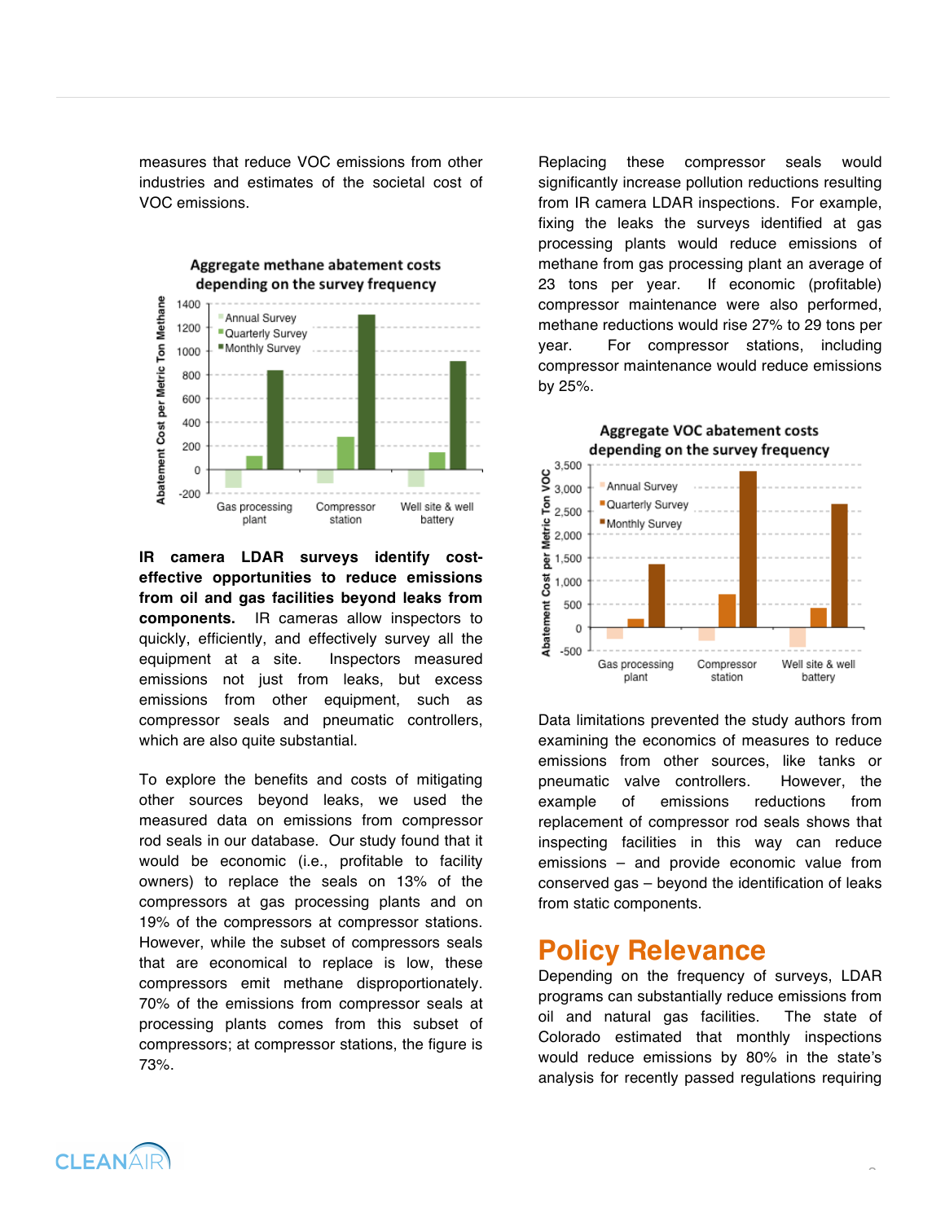measures that reduce VOC emissions from other industries and estimates of the societal cost of VOC emissions.

**IR camera LDAR surveys identify cost-effective opportunities to reduce emissions from oil and gas facilities beyond leaks from components.** IR cameras allow inspectors to quickly, efficiently, and effectively survey all the equipment at a site. Inspectors measured emissions not just from leaks, but excess emissions from other equipment, such as compressor seals and pneumatic controllers, which are also quite substantial.

To explore the benefits and costs of mitigating other sources beyond leaks, we used the measured data on emissions from compressor rod seals in our database. Our study found that it would be economic (i.e., profitable to facility owners) to replace the seals on 13% of the compressors at gas processing plants and on 19% of the compressors at compressor stations. However, while the subset of compressors seals that are economical to replace is low, these compressors emit methane disproportionately. 70% of the emissions from compressor seals at processing plants comes from this subset of compressors; at compressor stations, the figure is 73%.

Replacing these compressor seals would significantly increase pollution reductions resulting from IR camera LDAR inspections. For example, fixing the leaks the surveys identified at gas processing plants would reduce emissions of methane from gas processing plant an average of 23 tons per year. If economic (profitable) compressor maintenance were also performed, methane reductions would rise 27% to 29 tons per year. For compressor stations, including compressor maintenance would reduce emissions by 25%.

Data limitations prevented the study authors from examining the economics of measures to reduce emissions from other sources, like tanks or pneumatic valve controllers. However, the example of emissions reductions from replacement of compressor rod seals shows that inspecting facilities in this way can reduce emissions – and provide economic value from conserved gas – beyond the identification of leaks from static components.

## Policy Relevance

Depending on the frequency of surveys, LDAR programs can substantially reduce emissions from oil and natural gas facilities. The state of Colorado estimated that monthly inspections would reduce emissions by 80% in the state's analysis for recently passed regulations requiring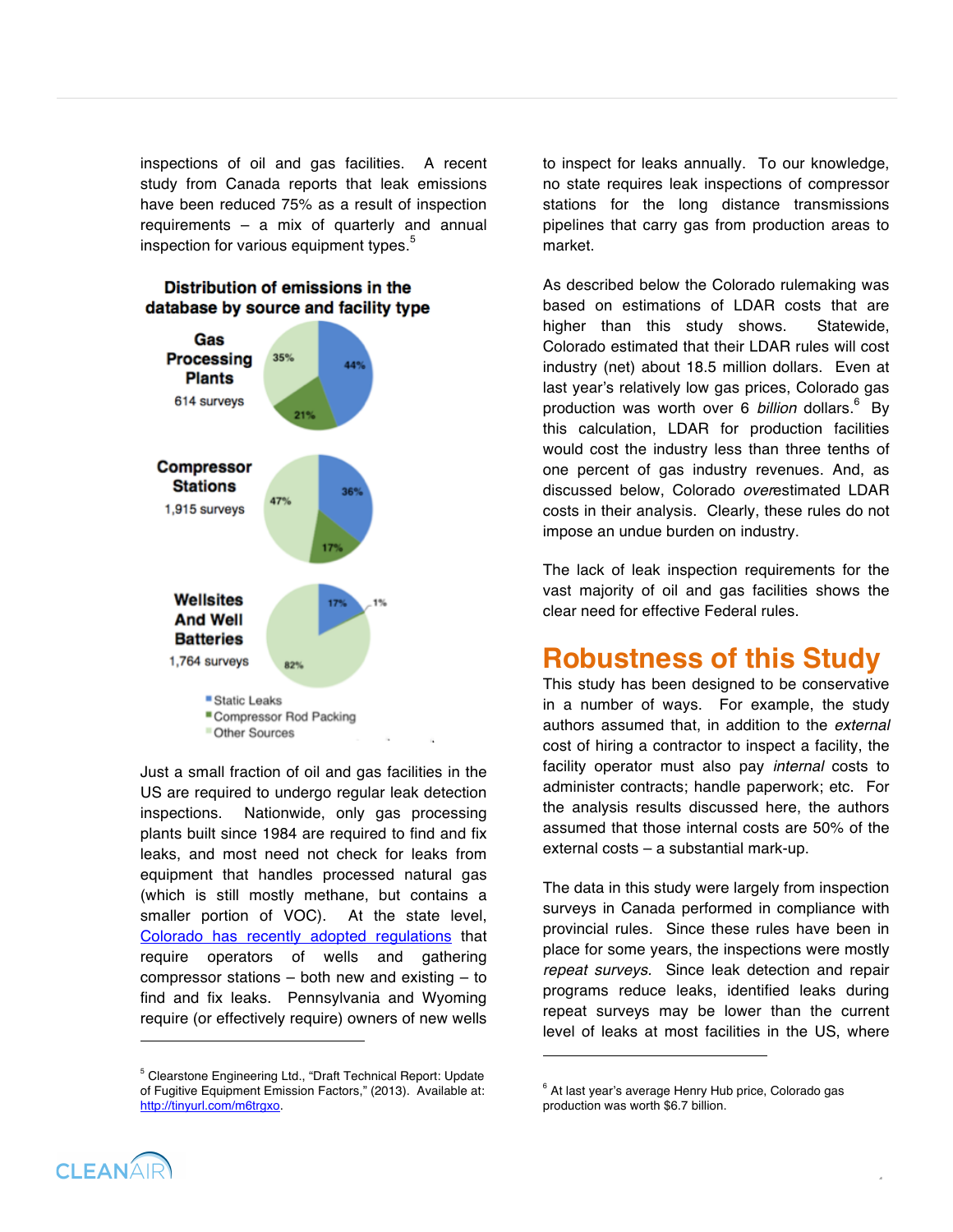inspections of oil and gas facilities. A recent study from Canada reports that leak emissions have been reduced 75% as a result of inspection requirements – a mix of quarterly and annual inspection for various equipment types.[5]

**Distribution of emissions in the database by source and facility type**

| Facility type | Surveys | Static Leaks | Compressor Rod Packing | Other Sources |
|---|---|---|---|---|
| Gas Processing Plants | 614 surveys | 44% | 21% | 35% |
| Compressor Stations | 1,915 surveys | 36% | 17% | 47% |
| Wellsites And Well Batteries | 1,764 surveys | 17% | 1% | 82% |

Just a small fraction of oil and gas facilities in the US are required to undergo regular leak detection inspections. Nationwide, only gas processing plants built since 1984 are required to find and fix leaks, and most need not check for leaks from equipment that handles processed natural gas (which is still mostly methane, but contains a smaller portion of VOC). At the state level, [Colorado has recently adopted regulations]() that require operators of wells and gathering compressor stations – both new and existing – to find and fix leaks. Pennsylvania and Wyoming require (or effectively require) owners of new wells to inspect for leaks annually. To our knowledge, no state requires leak inspections of compressor stations for the long distance transmissions pipelines that carry gas from production areas to market.

As described below the Colorado rulemaking was based on estimations of LDAR costs that are higher than this study shows. Statewide, Colorado estimated that their LDAR rules will cost industry (net) about 18.5 million dollars. Even at last year's relatively low gas prices, Colorado gas production was worth over 6 *billion* dollars.[6] By this calculation, LDAR for production facilities would cost the industry less than three tenths of one percent of gas industry revenues. And, as discussed below, Colorado *over*estimated LDAR costs in their analysis. Clearly, these rules do not impose an undue burden on industry.

The lack of leak inspection requirements for the vast majority of oil and gas facilities shows the clear need for effective Federal rules.

## Robustness of this Study

This study has been designed to be conservative in a number of ways. For example, the study authors assumed that, in addition to the *external* cost of hiring a contractor to inspect a facility, the facility operator must also pay *internal* costs to administer contracts; handle paperwork; etc. For the analysis results discussed here, the authors assumed that those internal costs are 50% of the external costs – a substantial mark-up.

The data in this study were largely from inspection surveys in Canada performed in compliance with provincial rules. Since these rules have been in place for some years, the inspections were mostly *repeat surveys*. Since leak detection and repair programs reduce leaks, identified leaks during repeat surveys may be lower than the current level of leaks at most facilities in the US, where

---

[5] Clearstone Engineering Ltd., "Draft Technical Report: Update of Fugitive Equipment Emission Factors," (2013). Available at: http://tinyurl.com/m6trgxo.

[6] At last year's average Henry Hub price, Colorado gas production was worth $6.7 billion.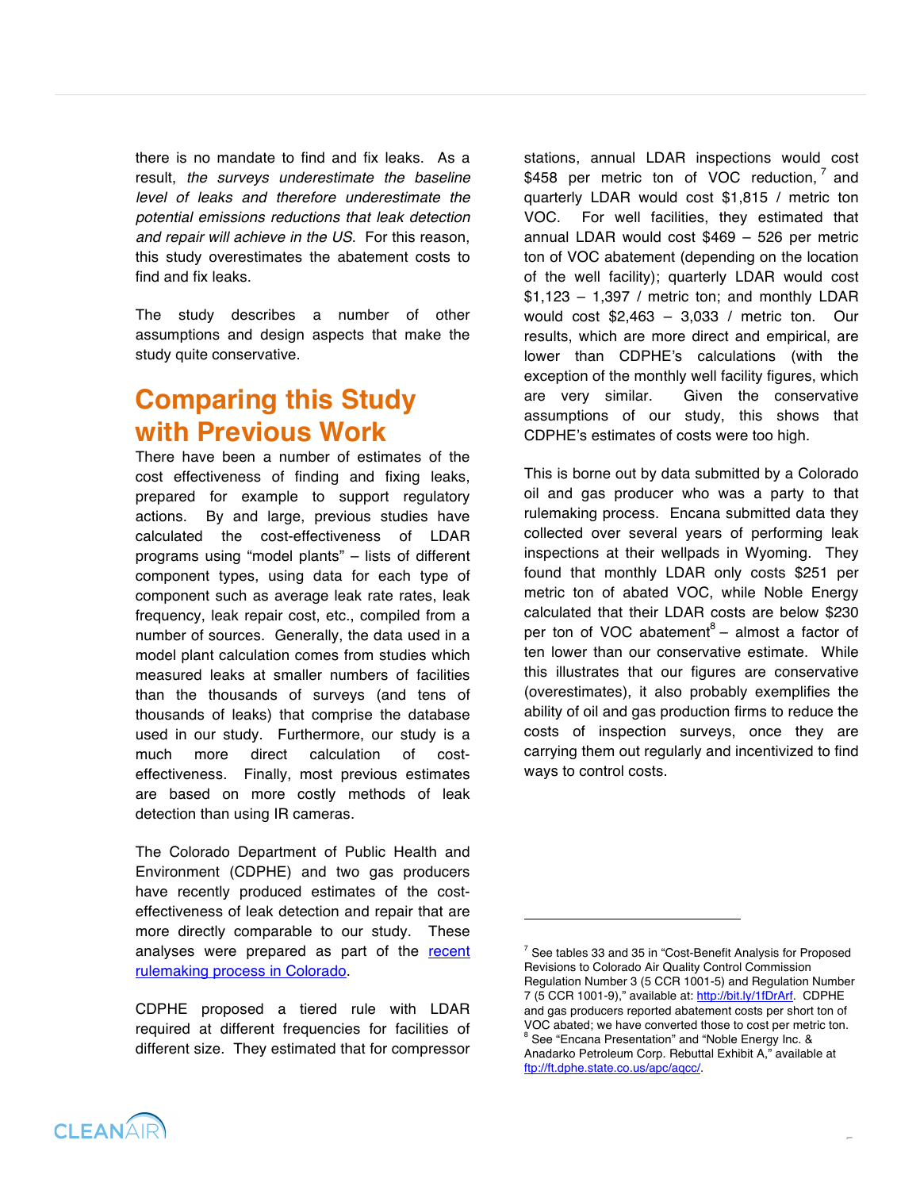there is no mandate to find and fix leaks. As a result, *the surveys underestimate the baseline level of leaks and therefore underestimate the potential emissions reductions that leak detection and repair will achieve in the US*. For this reason, this study overestimates the abatement costs to find and fix leaks.

The study describes a number of other assumptions and design aspects that make the study quite conservative.

## Comparing this Study with Previous Work

There have been a number of estimates of the cost effectiveness of finding and fixing leaks, prepared for example to support regulatory actions. By and large, previous studies have calculated the cost-effectiveness of LDAR programs using "model plants" – lists of different component types, using data for each type of component such as average leak rate rates, leak frequency, leak repair cost, etc., compiled from a number of sources. Generally, the data used in a model plant calculation comes from studies which measured leaks at smaller numbers of facilities than the thousands of surveys (and tens of thousands of leaks) that comprise the database used in our study. Furthermore, our study is a much more direct calculation of cost-effectiveness. Finally, most previous estimates are based on more costly methods of leak detection than using IR cameras.

The Colorado Department of Public Health and Environment (CDPHE) and two gas producers have recently produced estimates of the cost-effectiveness of leak detection and repair that are more directly comparable to our study. These analyses were prepared as part of the recent rulemaking process in Colorado.

CDPHE proposed a tiered rule with LDAR required at different frequencies for facilities of different size. They estimated that for compressor stations, annual LDAR inspections would cost $458 per metric ton of VOC reduction,[7] and quarterly LDAR would cost $1,815 / metric ton VOC. For well facilities, they estimated that annual LDAR would cost $469 – 526 per metric ton of VOC abatement (depending on the location of the well facility); quarterly LDAR would cost $1,123 – 1,397 / metric ton; and monthly LDAR would cost $2,463 – 3,033 / metric ton. Our results, which are more direct and empirical, are lower than CDPHE's calculations (with the exception of the monthly well facility figures, which are very similar. Given the conservative assumptions of our study, this shows that CDPHE's estimates of costs were too high.

This is borne out by data submitted by a Colorado oil and gas producer who was a party to that rulemaking process. Encana submitted data they collected over several years of performing leak inspections at their wellpads in Wyoming. They found that monthly LDAR only costs $251 per metric ton of abated VOC, while Noble Energy calculated that their LDAR costs are below $230 per ton of VOC abatement[8] – almost a factor of ten lower than our conservative estimate. While this illustrates that our figures are conservative (overestimates), it also probably exemplifies the ability of oil and gas production firms to reduce the costs of inspection surveys, once they are carrying them out regularly and incentivized to find ways to control costs.

---

[7] See tables 33 and 35 in "Cost-Benefit Analysis for Proposed Revisions to Colorado Air Quality Control Commission Regulation Number 3 (5 CCR 1001-5) and Regulation Number 7 (5 CCR 1001-9)," available at: http://bit.ly/1fDrArf. CDPHE and gas producers reported abatement costs per short ton of VOC abated; we have converted those to cost per metric ton.

[8] See "Encana Presentation" and "Noble Energy Inc. & Anadarko Petroleum Corp. Rebuttal Exhibit A," available at ftp://ft.dphe.state.co.us/apc/aqcc/.